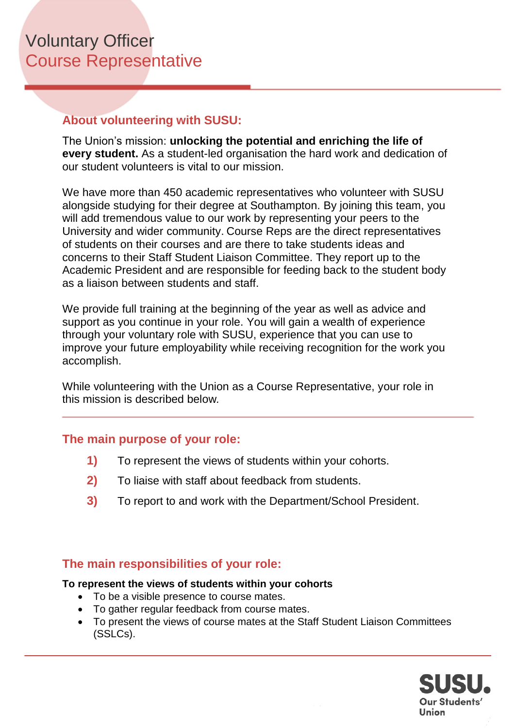# Voluntary Officer
## Course Representative

### About volunteering with SUSU:

The Union's mission: **unlocking the potential and enriching the life of every student.** As a student-led organisation the hard work and dedication of our student volunteers is vital to our mission.

We have more than 450 academic representatives who volunteer with SUSU alongside studying for their degree at Southampton. By joining this team, you will add tremendous value to our work by representing your peers to the University and wider community. Course Reps are the direct representatives of students on their courses and are there to take students ideas and concerns to their Staff Student Liaison Committee. They report up to the Academic President and are responsible for feeding back to the student body as a liaison between students and staff.

We provide full training at the beginning of the year as well as advice and support as you continue in your role. You will gain a wealth of experience through your voluntary role with SUSU, experience that you can use to improve your future employability while receiving recognition for the work you accomplish.

While volunteering with the Union as a Course Representative, your role in this mission is described below.

---

### The main purpose of your role:

1) To represent the views of students within your cohorts.
2) To liaise with staff about feedback from students.
3) To report to and work with the Department/School President.

### The main responsibilities of your role:

**To represent the views of students within your cohorts**

- To be a visible presence to course mates.
- To gather regular feedback from course mates.
- To present the views of course mates at the Staff Student Liaison Committees (SSLCs).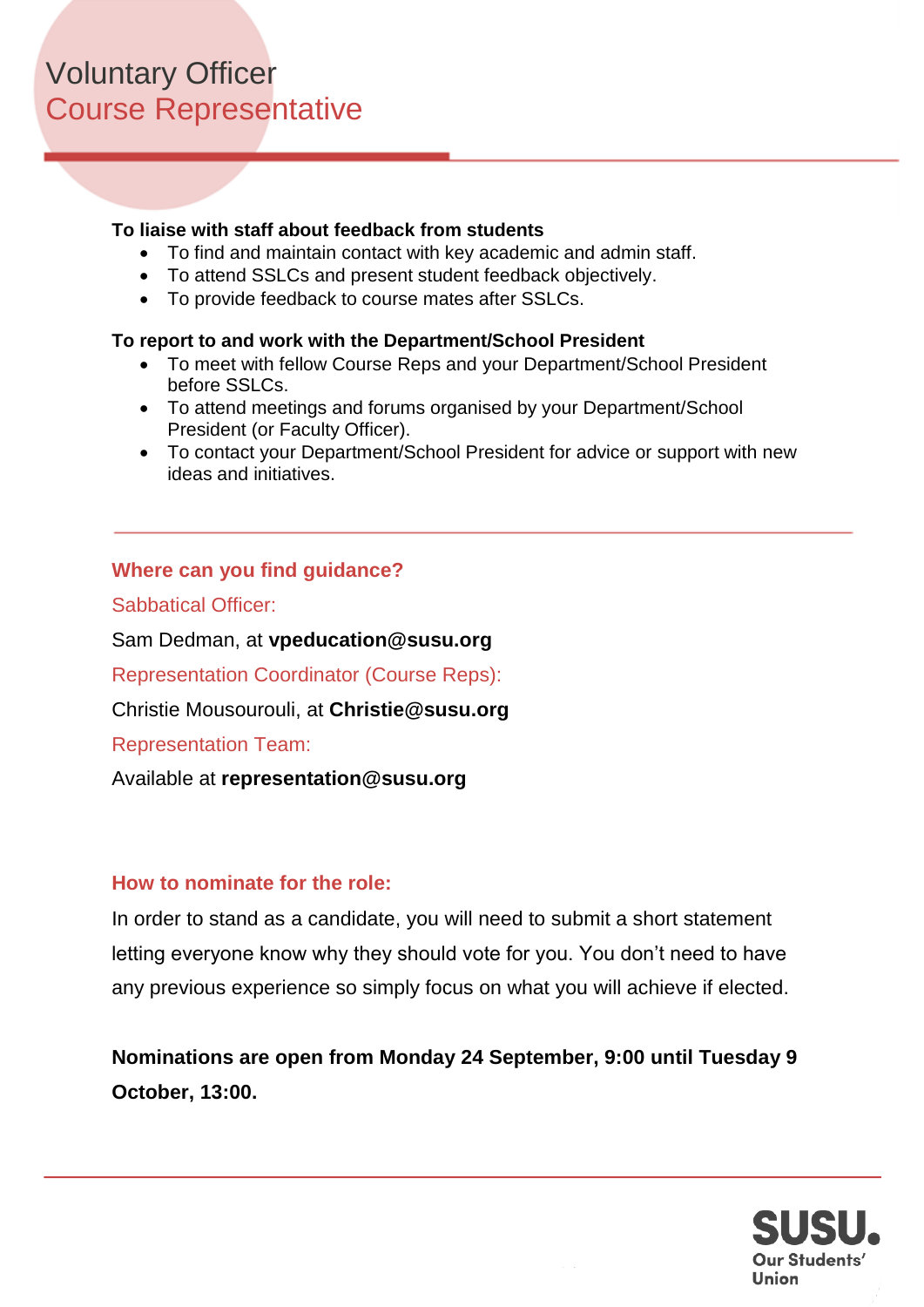# Voluntary Officer
## Course Representative

**To liaise with staff about feedback from students**

- To find and maintain contact with key academic and admin staff.
- To attend SSLCs and present student feedback objectively.
- To provide feedback to course mates after SSLCs.

**To report to and work with the Department/School President**

- To meet with fellow Course Reps and your Department/School President before SSLCs.
- To attend meetings and forums organised by your Department/School President (or Faculty Officer).
- To contact your Department/School President for advice or support with new ideas and initiatives.

---

### Where can you find guidance?

Sabbatical Officer:

Sam Dedman, at **vpeducation@susu.org**

Representation Coordinator (Course Reps):

Christie Mousourouli, at **Christie@susu.org**

Representation Team:

Available at **representation@susu.org**

### How to nominate for the role:

In order to stand as a candidate, you will need to submit a short statement letting everyone know why they should vote for you. You don't need to have any previous experience so simply focus on what you will achieve if elected.

**Nominations are open from Monday 24 September, 9:00 until Tuesday 9 October, 13:00.**

SUSU. Our Students' Union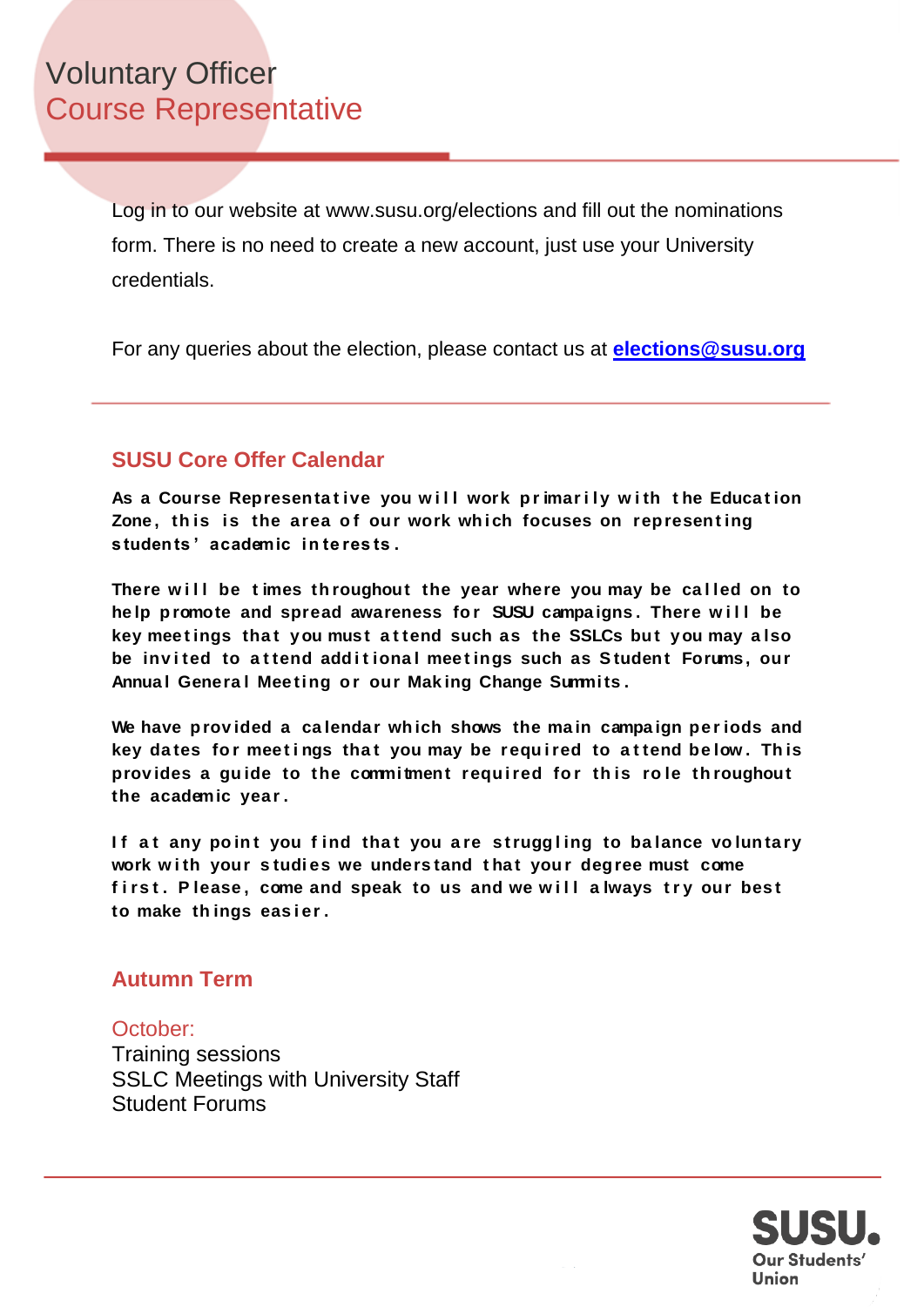# Voluntary Officer
## Course Representative

Log in to our website at www.susu.org/elections and fill out the nominations form. There is no need to create a new account, just use your University credentials.

For any queries about the election, please contact us at **elections@susu.org**

---

### SUSU Core Offer Calendar

**As a Course Representative you will work primarily with the Education Zone, this is the area of our work which focuses on representing students' academic interests.**

**There will be times throughout the year where you may be called on to help promote and spread awareness for SUSU campaigns. There will be key meetings that you must attend such as the SSLCs but you may also be invited to attend additional meetings such as Student Forums, our Annual General Meeting or our Making Change Summits.**

**We have provided a calendar which shows the main campaign periods and key dates for meetings that you may be required to attend below. This provides a guide to the commitment required for this role throughout the academic year.**

**If at any point you find that you are struggling to balance voluntary work with your studies we understand that your degree must come first. Please, come and speak to us and we will always try our best to make things easier.**

### Autumn Term

October:
Training sessions
SSLC Meetings with University Staff
Student Forums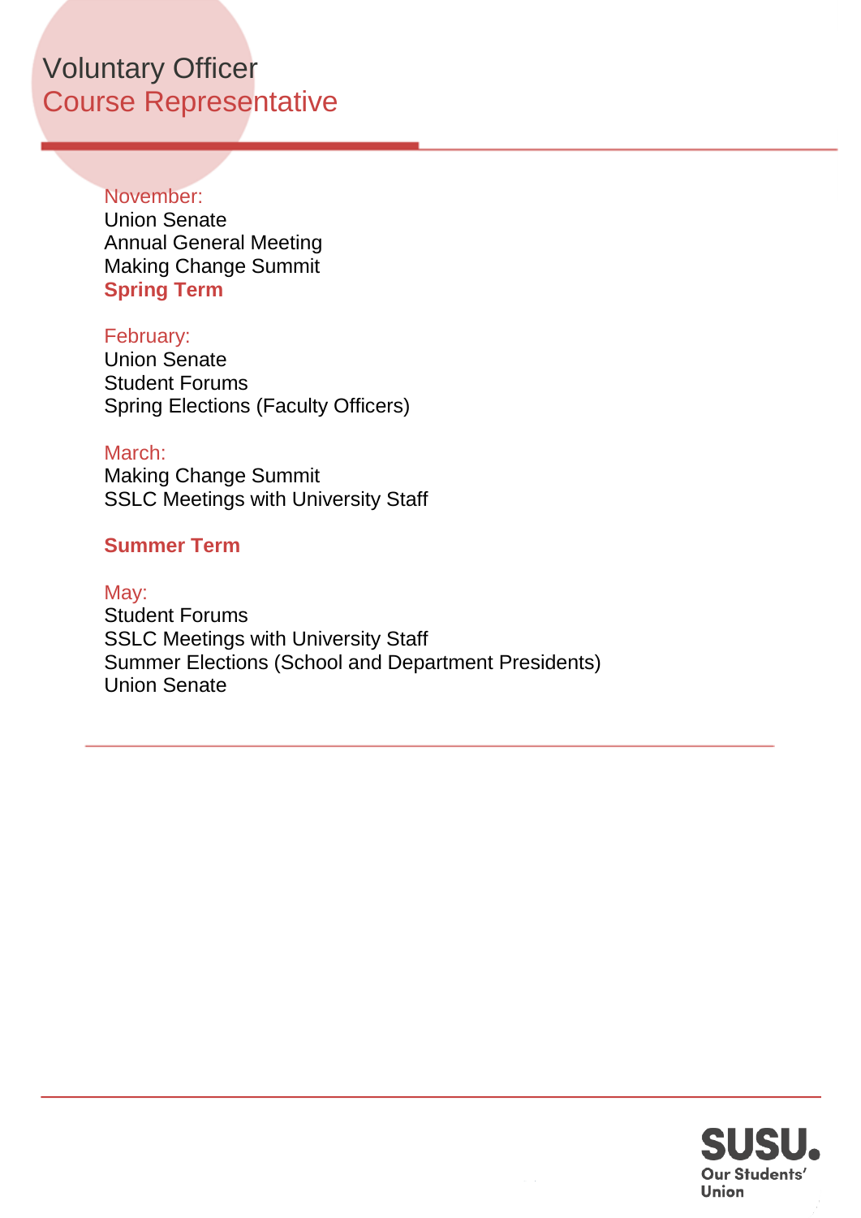# Voluntary Officer
## Course Representative

November:
Union Senate
Annual General Meeting
Making Change Summit

**Spring Term**

February:
Union Senate
Student Forums
Spring Elections (Faculty Officers)

March:
Making Change Summit
SSLC Meetings with University Staff

**Summer Term**

May:
Student Forums
SSLC Meetings with University Staff
Summer Elections (School and Department Presidents)
Union Senate

SUSU. Our Students' Union